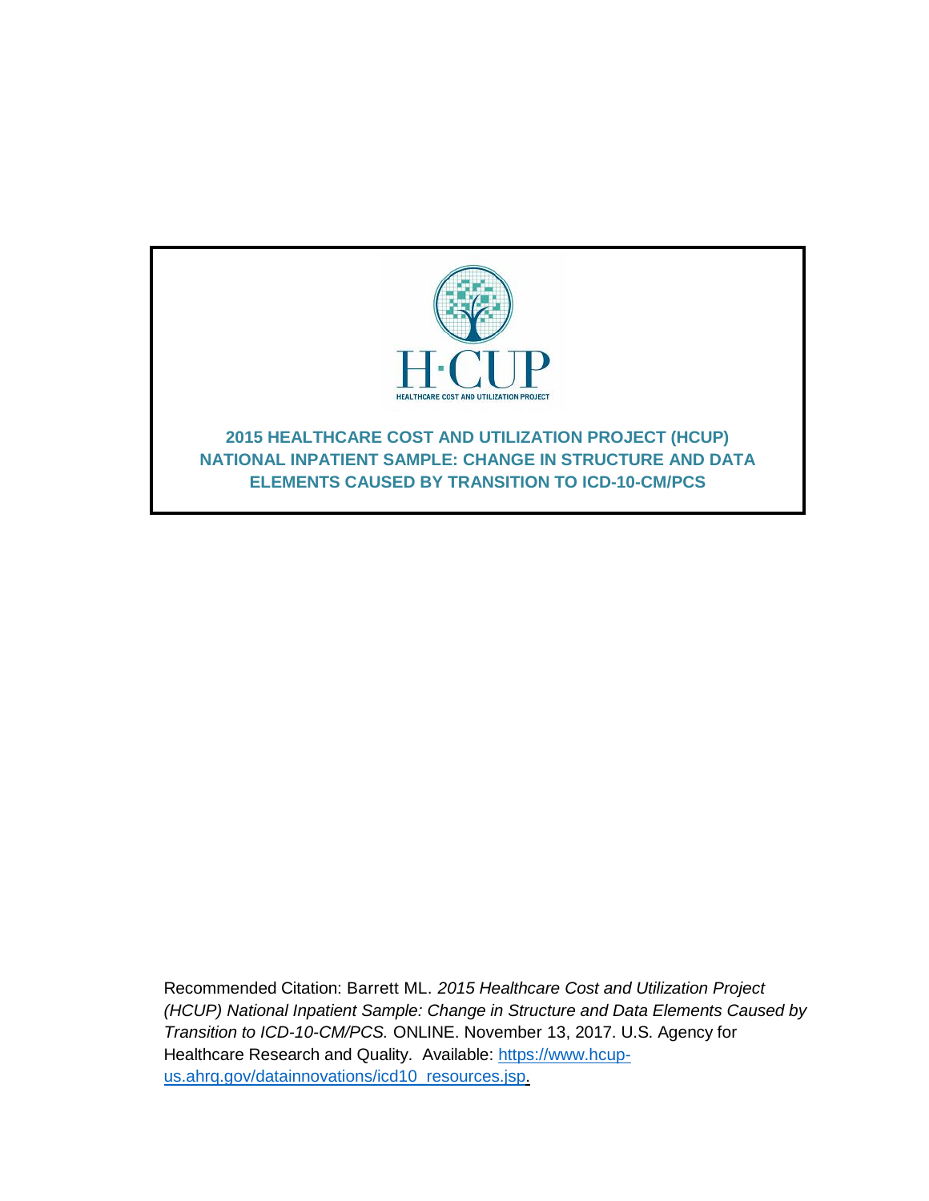# 2015 HEALTHCARE COST AND UTILIZATION PROJECT (HCUP) NATIONAL INPATIENT SAMPLE: CHANGE IN STRUCTURE AND DATA ELEMENTS CAUSED BY TRANSITION TO ICD-10-CM/PCS

Recommended Citation: Barrett ML. *2015 Healthcare Cost and Utilization Project (HCUP) National Inpatient Sample: Change in Structure and Data Elements Caused by Transition to ICD-10-CM/PCS.* ONLINE. November 13, 2017. U.S. Agency for Healthcare Research and Quality. Available: [https://www.hcup-us.ahrq.gov/datainnovations/icd10_resources.jsp](https://www.hcup-us.ahrq.gov/datainnovations/icd10_resources.jsp).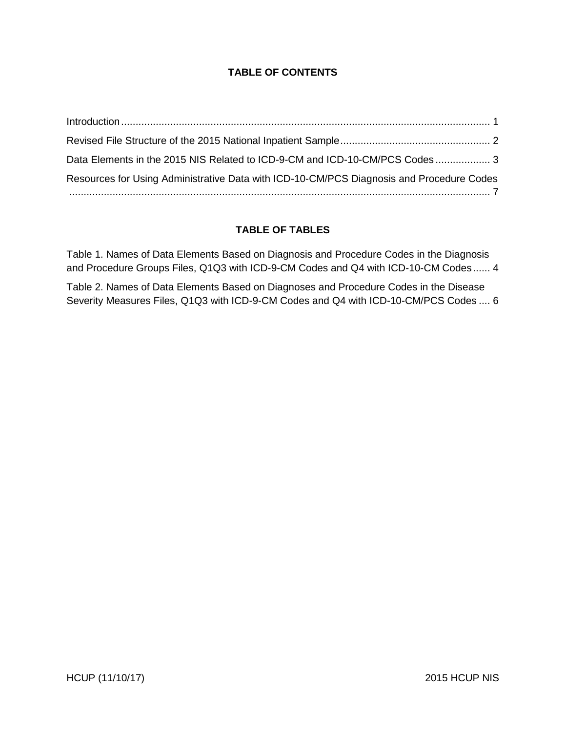# TABLE OF CONTENTS

Introduction ............................................................................................................................ 1

Revised File Structure of the 2015 National Inpatient Sample .................................................... 2

Data Elements in the 2015 NIS Related to ICD-9-CM and ICD-10-CM/PCS Codes ................... 3

Resources for Using Administrative Data with ICD-10-CM/PCS Diagnosis and Procedure Codes .................................................................................................................................. 7

# TABLE OF TABLES

Table 1. Names of Data Elements Based on Diagnosis and Procedure Codes in the Diagnosis and Procedure Groups Files, Q1Q3 with ICD-9-CM Codes and Q4 with ICD-10-CM Codes ...... 4

Table 2. Names of Data Elements Based on Diagnoses and Procedure Codes in the Disease Severity Measures Files, Q1Q3 with ICD-9-CM Codes and Q4 with ICD-10-CM/PCS Codes .... 6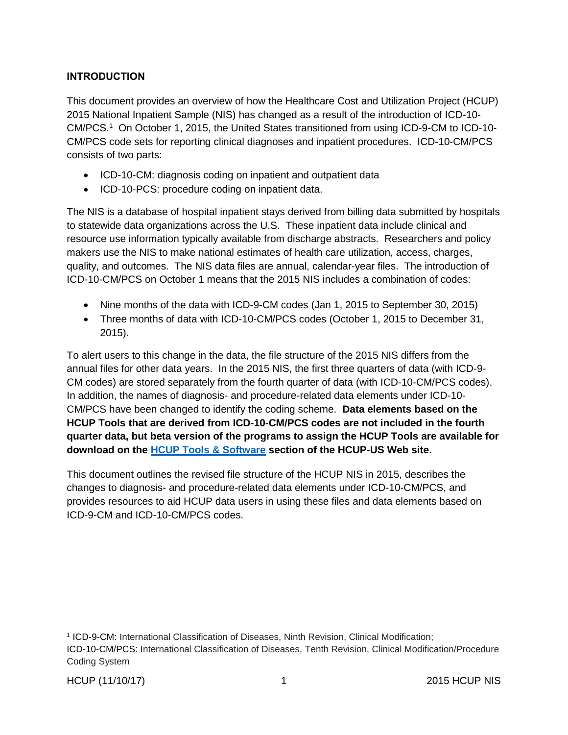## INTRODUCTION

This document provides an overview of how the Healthcare Cost and Utilization Project (HCUP) 2015 National Inpatient Sample (NIS) has changed as a result of the introduction of ICD-10-CM/PCS.[1] On October 1, 2015, the United States transitioned from using ICD-9-CM to ICD-10-CM/PCS code sets for reporting clinical diagnoses and inpatient procedures. ICD-10-CM/PCS consists of two parts:

- ICD-10-CM: diagnosis coding on inpatient and outpatient data
- ICD-10-PCS: procedure coding on inpatient data.

The NIS is a database of hospital inpatient stays derived from billing data submitted by hospitals to statewide data organizations across the U.S. These inpatient data include clinical and resource use information typically available from discharge abstracts. Researchers and policy makers use the NIS to make national estimates of health care utilization, access, charges, quality, and outcomes. The NIS data files are annual, calendar-year files. The introduction of ICD-10-CM/PCS on October 1 means that the 2015 NIS includes a combination of codes:

- Nine months of the data with ICD-9-CM codes (Jan 1, 2015 to September 30, 2015)
- Three months of data with ICD-10-CM/PCS codes (October 1, 2015 to December 31, 2015).

To alert users to this change in the data, the file structure of the 2015 NIS differs from the annual files for other data years. In the 2015 NIS, the first three quarters of data (with ICD-9-CM codes) are stored separately from the fourth quarter of data (with ICD-10-CM/PCS codes). In addition, the names of diagnosis- and procedure-related data elements under ICD-10-CM/PCS have been changed to identify the coding scheme. **Data elements based on the HCUP Tools that are derived from ICD-10-CM/PCS codes are not included in the fourth quarter data, but beta version of the programs to assign the HCUP Tools are available for download on the HCUP Tools & Software section of the HCUP-US Web site.**

This document outlines the revised file structure of the HCUP NIS in 2015, describes the changes to diagnosis- and procedure-related data elements under ICD-10-CM/PCS, and provides resources to aid HCUP data users in using these files and data elements based on ICD-9-CM and ICD-10-CM/PCS codes.

---

[1] ICD-9-CM: International Classification of Diseases, Ninth Revision, Clinical Modification; ICD-10-CM/PCS: International Classification of Diseases, Tenth Revision, Clinical Modification/Procedure Coding System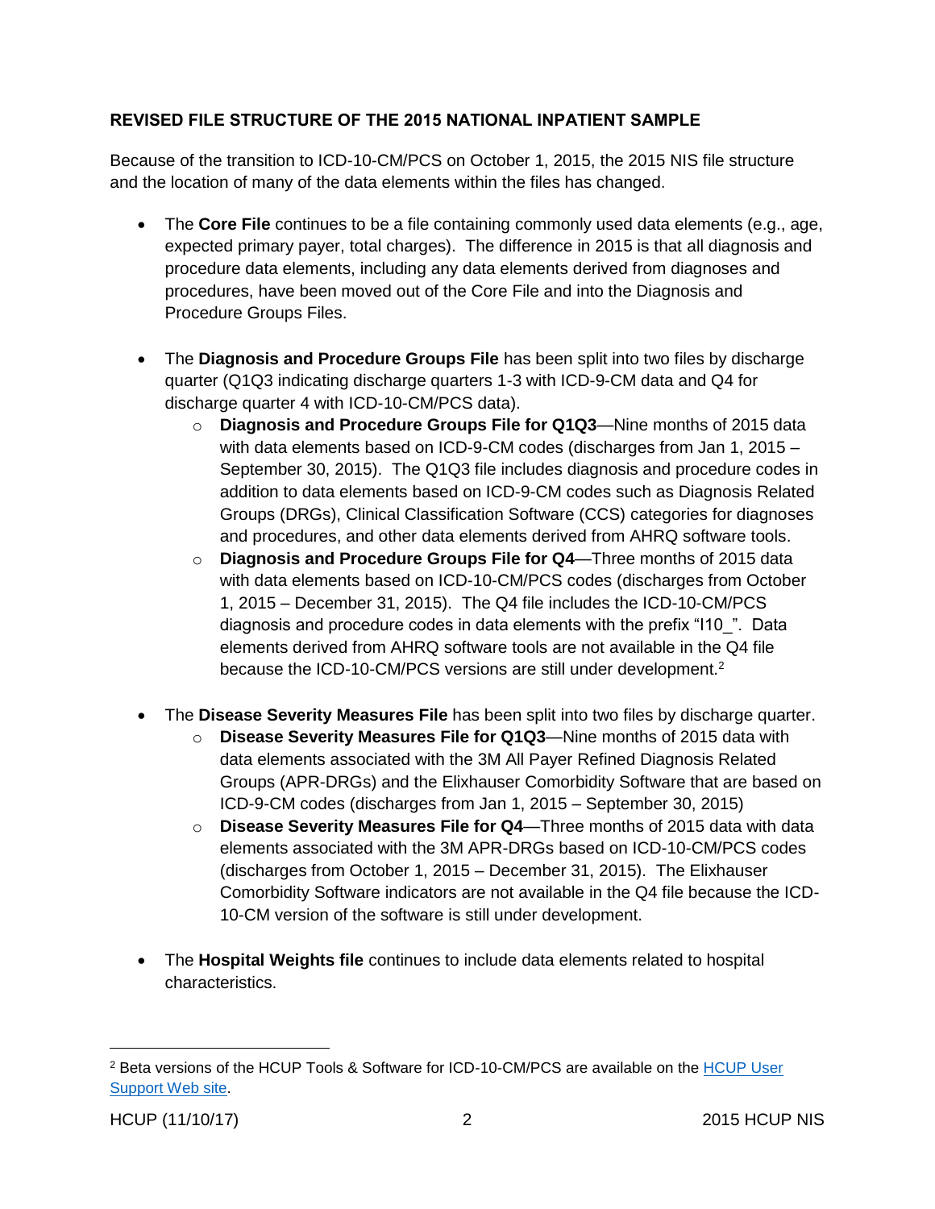## REVISED FILE STRUCTURE OF THE 2015 NATIONAL INPATIENT SAMPLE

Because of the transition to ICD-10-CM/PCS on October 1, 2015, the 2015 NIS file structure and the location of many of the data elements within the files has changed.

- The **Core File** continues to be a file containing commonly used data elements (e.g., age, expected primary payer, total charges). The difference in 2015 is that all diagnosis and procedure data elements, including any data elements derived from diagnoses and procedures, have been moved out of the Core File and into the Diagnosis and Procedure Groups Files.
- The **Diagnosis and Procedure Groups File** has been split into two files by discharge quarter (Q1Q3 indicating discharge quarters 1-3 with ICD-9-CM data and Q4 for discharge quarter 4 with ICD-10-CM/PCS data).
  - **Diagnosis and Procedure Groups File for Q1Q3**—Nine months of 2015 data with data elements based on ICD-9-CM codes (discharges from Jan 1, 2015 – September 30, 2015). The Q1Q3 file includes diagnosis and procedure codes in addition to data elements based on ICD-9-CM codes such as Diagnosis Related Groups (DRGs), Clinical Classification Software (CCS) categories for diagnoses and procedures, and other data elements derived from AHRQ software tools.
  - **Diagnosis and Procedure Groups File for Q4**—Three months of 2015 data with data elements based on ICD-10-CM/PCS codes (discharges from October 1, 2015 – December 31, 2015). The Q4 file includes the ICD-10-CM/PCS diagnosis and procedure codes in data elements with the prefix "I10_". Data elements derived from AHRQ software tools are not available in the Q4 file because the ICD-10-CM/PCS versions are still under development.[2]
- The **Disease Severity Measures File** has been split into two files by discharge quarter.
  - **Disease Severity Measures File for Q1Q3**—Nine months of 2015 data with data elements associated with the 3M All Payer Refined Diagnosis Related Groups (APR-DRGs) and the Elixhauser Comorbidity Software that are based on ICD-9-CM codes (discharges from Jan 1, 2015 – September 30, 2015)
  - **Disease Severity Measures File for Q4**—Three months of 2015 data with data elements associated with the 3M APR-DRGs based on ICD-10-CM/PCS codes (discharges from October 1, 2015 – December 31, 2015). The Elixhauser Comorbidity Software indicators are not available in the Q4 file because the ICD-10-CM version of the software is still under development.
- The **Hospital Weights file** continues to include data elements related to hospital characteristics.

---

[2] Beta versions of the HCUP Tools & Software for ICD-10-CM/PCS are available on the HCUP User Support Web site.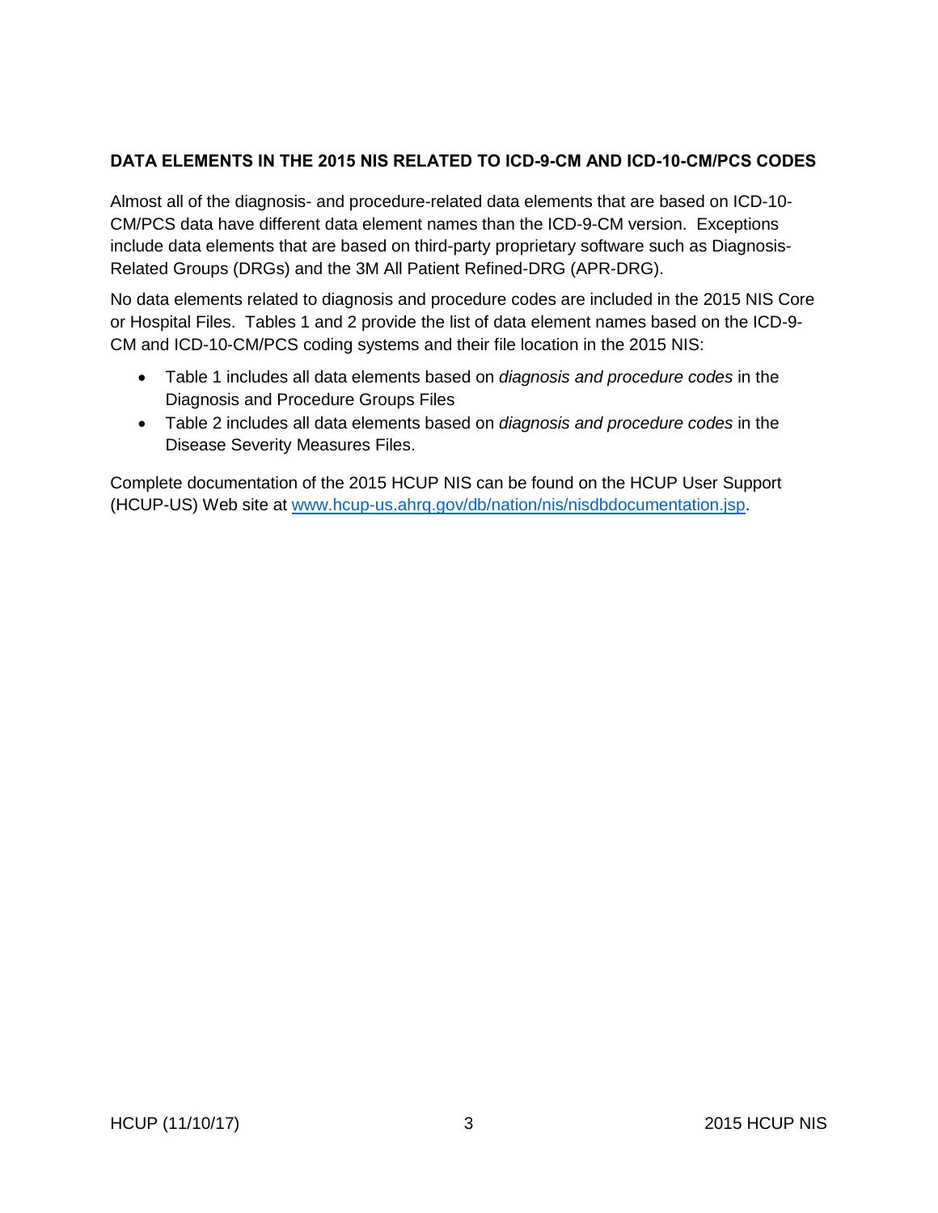## DATA ELEMENTS IN THE 2015 NIS RELATED TO ICD-9-CM AND ICD-10-CM/PCS CODES

Almost all of the diagnosis- and procedure-related data elements that are based on ICD-10-CM/PCS data have different data element names than the ICD-9-CM version. Exceptions include data elements that are based on third-party proprietary software such as Diagnosis-Related Groups (DRGs) and the 3M All Patient Refined-DRG (APR-DRG).

No data elements related to diagnosis and procedure codes are included in the 2015 NIS Core or Hospital Files. Tables 1 and 2 provide the list of data element names based on the ICD-9-CM and ICD-10-CM/PCS coding systems and their file location in the 2015 NIS:

- Table 1 includes all data elements based on *diagnosis and procedure codes* in the Diagnosis and Procedure Groups Files
- Table 2 includes all data elements based on *diagnosis and procedure codes* in the Disease Severity Measures Files.

Complete documentation of the 2015 HCUP NIS can be found on the HCUP User Support (HCUP-US) Web site at [www.hcup-us.ahrq.gov/db/nation/nis/nisdbdocumentation.jsp](http://www.hcup-us.ahrq.gov/db/nation/nis/nisdbdocumentation.jsp).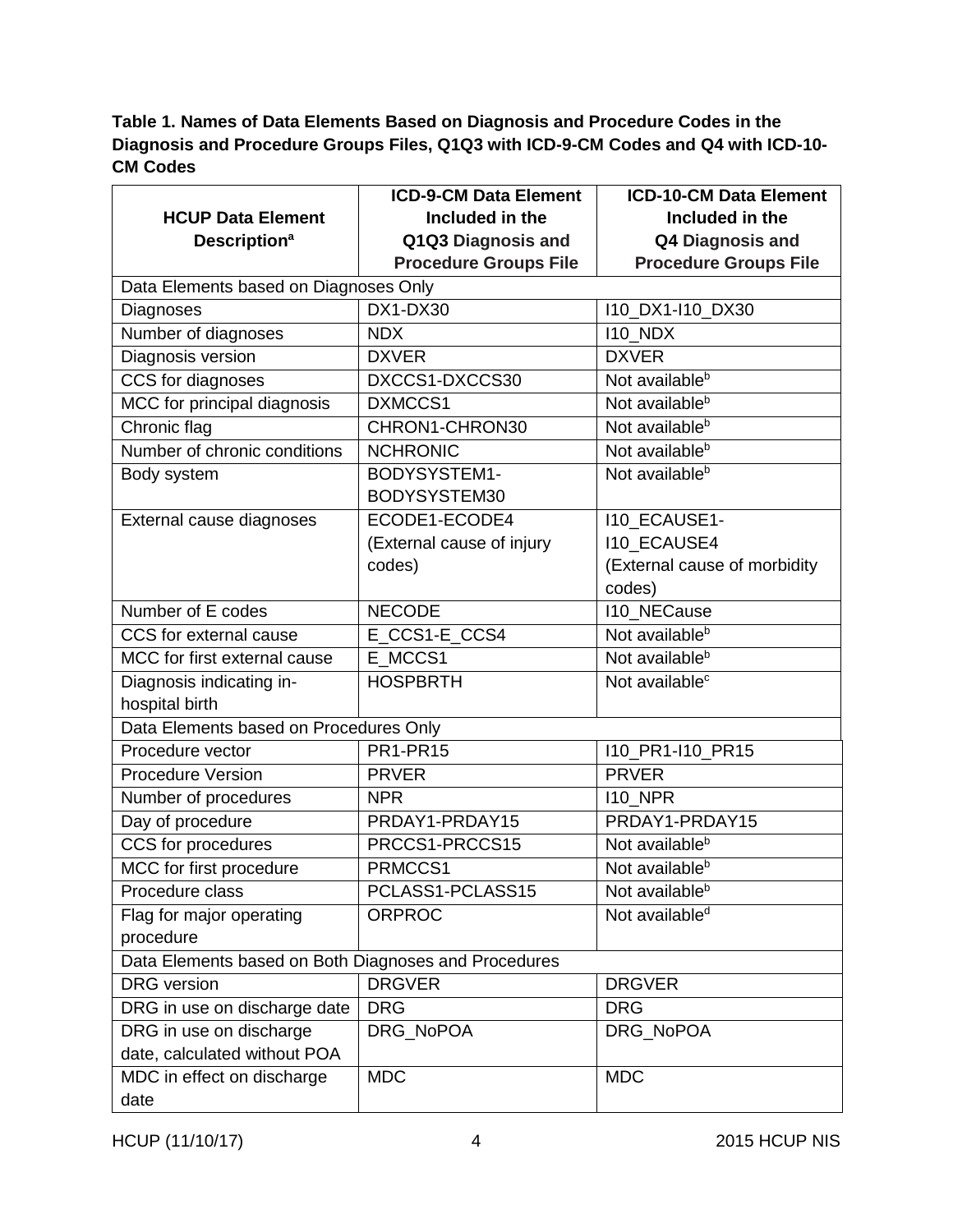**Table 1. Names of Data Elements Based on Diagnosis and Procedure Codes in the Diagnosis and Procedure Groups Files, Q1Q3 with ICD-9-CM Codes and Q4 with ICD-10-CM Codes**

| HCUP Data Element Description[a] | ICD-9-CM Data Element Included in the Q1Q3 Diagnosis and Procedure Groups File | ICD-10-CM Data Element Included in the Q4 Diagnosis and Procedure Groups File |
|---|---|---|
| Data Elements based on Diagnoses Only | | |
| Diagnoses | DX1-DX30 | I10_DX1-I10_DX30 |
| Number of diagnoses | NDX | I10_NDX |
| Diagnosis version | DXVER | DXVER |
| CCS for diagnoses | DXCCS1-DXCCS30 | Not available[b] |
| MCC for principal diagnosis | DXMCCS1 | Not available[b] |
| Chronic flag | CHRON1-CHRON30 | Not available[b] |
| Number of chronic conditions | NCHRONIC | Not available[b] |
| Body system | BODYSYSTEM1-BODYSYSTEM30 | Not available[b] |
| External cause diagnoses | ECODE1-ECODE4 (External cause of injury codes) | I10_ECAUSE1-I10_ECAUSE4 (External cause of morbidity codes) |
| Number of E codes | NECODE | I10_NECause |
| CCS for external cause | E_CCS1-E_CCS4 | Not available[b] |
| MCC for first external cause | E_MCCS1 | Not available[b] |
| Diagnosis indicating in-hospital birth | HOSPBRTH | Not available[c] |
| Data Elements based on Procedures Only | | |
| Procedure vector | PR1-PR15 | I10_PR1-I10_PR15 |
| Procedure Version | PRVER | PRVER |
| Number of procedures | NPR | I10_NPR |
| Day of procedure | PRDAY1-PRDAY15 | PRDAY1-PRDAY15 |
| CCS for procedures | PRCCS1-PRCCS15 | Not available[b] |
| MCC for first procedure | PRMCCS1 | Not available[b] |
| Procedure class | PCLASS1-PCLASS15 | Not available[b] |
| Flag for major operating procedure | ORPROC | Not available[d] |
| Data Elements based on Both Diagnoses and Procedures | | |
| DRG version | DRGVER | DRGVER |
| DRG in use on discharge date | DRG | DRG |
| DRG in use on discharge date, calculated without POA | DRG_NoPOA | DRG_NoPOA |
| MDC in effect on discharge date | MDC | MDC |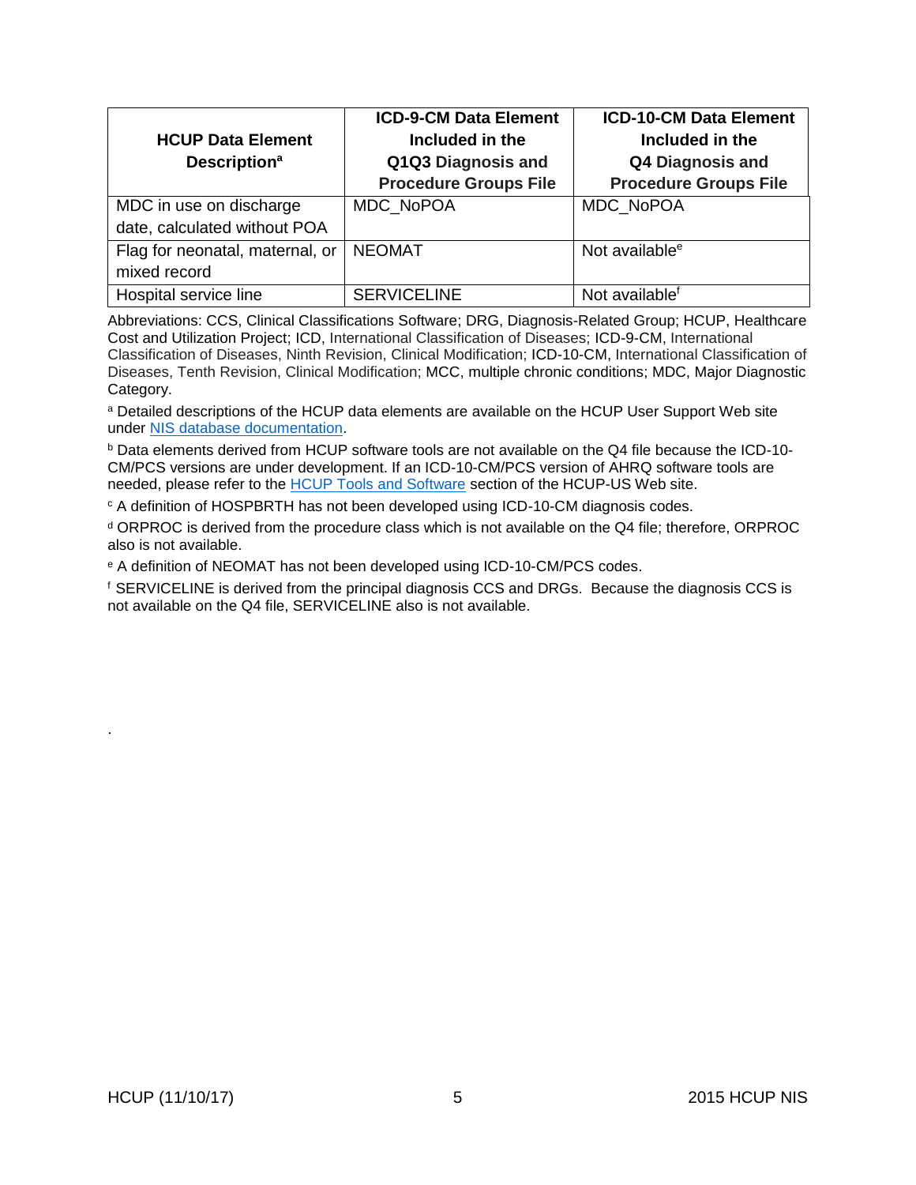| HCUP Data Element Description[a] | ICD-9-CM Data Element Included in the Q1Q3 Diagnosis and Procedure Groups File | ICD-10-CM Data Element Included in the Q4 Diagnosis and Procedure Groups File |
|---|---|---|
| MDC in use on discharge date, calculated without POA | MDC_NoPOA | MDC_NoPOA |
| Flag for neonatal, maternal, or mixed record | NEOMAT | Not available[e] |
| Hospital service line | SERVICELINE | Not available[f] |

Abbreviations: CCS, Clinical Classifications Software; DRG, Diagnosis-Related Group; HCUP, Healthcare Cost and Utilization Project; ICD, International Classification of Diseases; ICD-9-CM, International Classification of Diseases, Ninth Revision, Clinical Modification; ICD-10-CM, International Classification of Diseases, Tenth Revision, Clinical Modification; MCC, multiple chronic conditions; MDC, Major Diagnostic Category.

[a] Detailed descriptions of the HCUP data elements are available on the HCUP User Support Web site under NIS database documentation.

[b] Data elements derived from HCUP software tools are not available on the Q4 file because the ICD-10-CM/PCS versions are under development. If an ICD-10-CM/PCS version of AHRQ software tools are needed, please refer to the HCUP Tools and Software section of the HCUP-US Web site.

[c] A definition of HOSPBRTH has not been developed using ICD-10-CM diagnosis codes.

[d] ORPROC is derived from the procedure class which is not available on the Q4 file; therefore, ORPROC also is not available.

[e] A definition of NEOMAT has not been developed using ICD-10-CM/PCS codes.

[f] SERVICELINE is derived from the principal diagnosis CCS and DRGs. Because the diagnosis CCS is not available on the Q4 file, SERVICELINE also is not available.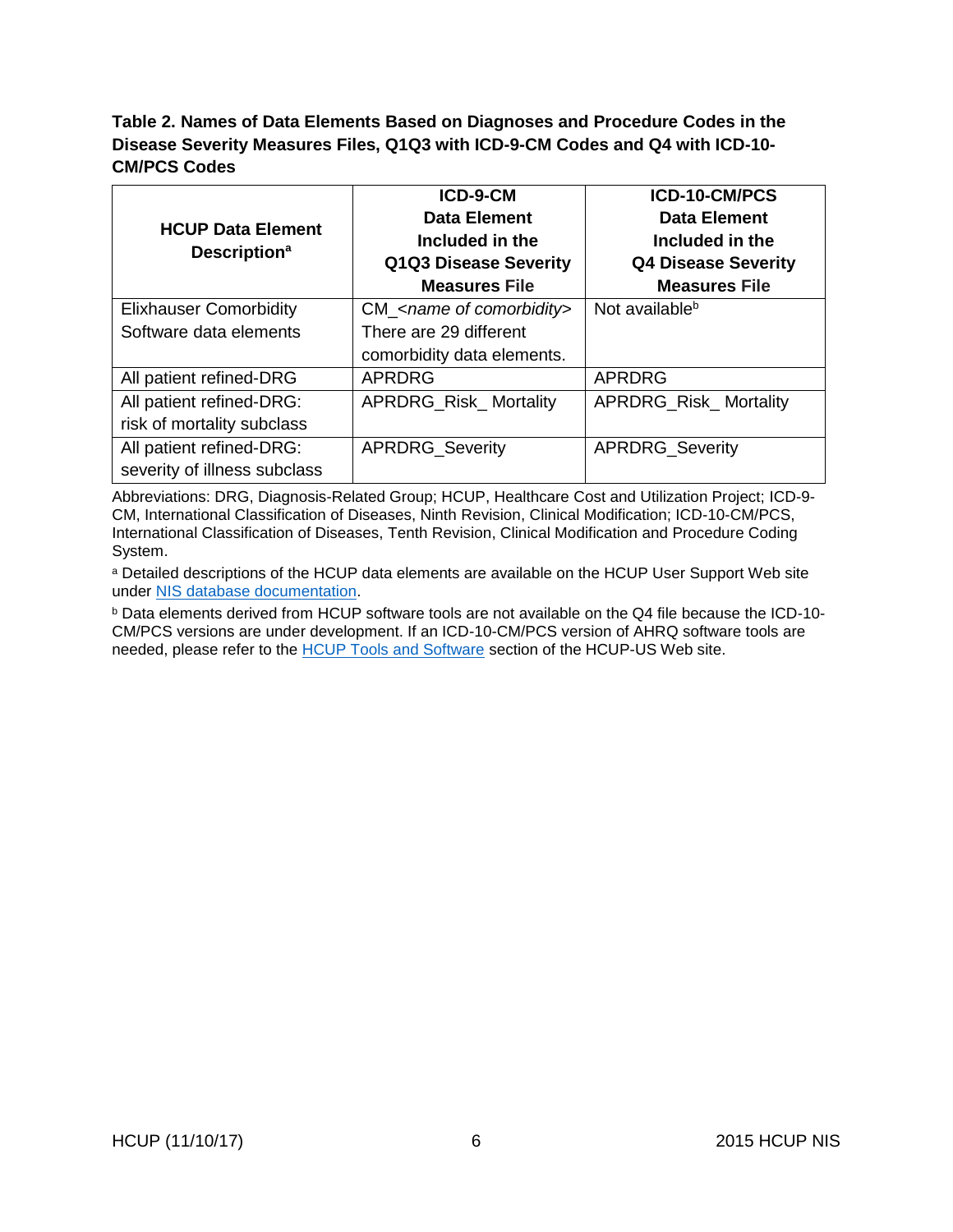**Table 2. Names of Data Elements Based on Diagnoses and Procedure Codes in the Disease Severity Measures Files, Q1Q3 with ICD-9-CM Codes and Q4 with ICD-10-CM/PCS Codes**

| HCUP Data Element Description[a] | ICD-9-CM Data Element Included in the Q1Q3 Disease Severity Measures File | ICD-10-CM/PCS Data Element Included in the Q4 Disease Severity Measures File |
|---|---|---|
| Elixhauser Comorbidity Software data elements | CM_*<name of comorbidity>* There are 29 different comorbidity data elements. | Not available[b] |
| All patient refined-DRG | APRDRG | APRDRG |
| All patient refined-DRG: risk of mortality subclass | APRDRG_Risk_ Mortality | APRDRG_Risk_ Mortality |
| All patient refined-DRG: severity of illness subclass | APRDRG_Severity | APRDRG_Severity |

Abbreviations: DRG, Diagnosis-Related Group; HCUP, Healthcare Cost and Utilization Project; ICD-9-CM, International Classification of Diseases, Ninth Revision, Clinical Modification; ICD-10-CM/PCS, International Classification of Diseases, Tenth Revision, Clinical Modification and Procedure Coding System.

[a] Detailed descriptions of the HCUP data elements are available on the HCUP User Support Web site under NIS database documentation.

[b] Data elements derived from HCUP software tools are not available on the Q4 file because the ICD-10-CM/PCS versions are under development. If an ICD-10-CM/PCS version of AHRQ software tools are needed, please refer to the HCUP Tools and Software section of the HCUP-US Web site.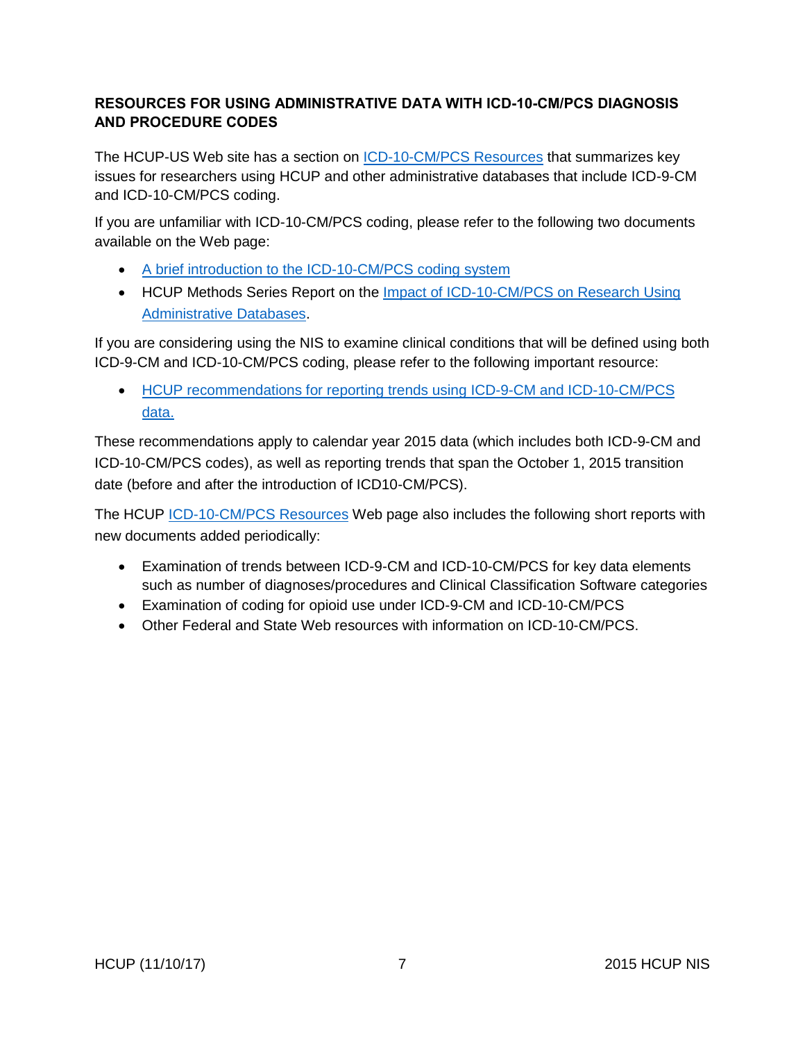## RESOURCES FOR USING ADMINISTRATIVE DATA WITH ICD-10-CM/PCS DIAGNOSIS AND PROCEDURE CODES

The HCUP-US Web site has a section on ICD-10-CM/PCS Resources that summarizes key issues for researchers using HCUP and other administrative databases that include ICD-9-CM and ICD-10-CM/PCS coding.

If you are unfamiliar with ICD-10-CM/PCS coding, please refer to the following two documents available on the Web page:

- A brief introduction to the ICD-10-CM/PCS coding system
- HCUP Methods Series Report on the Impact of ICD-10-CM/PCS on Research Using Administrative Databases.

If you are considering using the NIS to examine clinical conditions that will be defined using both ICD-9-CM and ICD-10-CM/PCS coding, please refer to the following important resource:

- HCUP recommendations for reporting trends using ICD-9-CM and ICD-10-CM/PCS data.

These recommendations apply to calendar year 2015 data (which includes both ICD-9-CM and ICD-10-CM/PCS codes), as well as reporting trends that span the October 1, 2015 transition date (before and after the introduction of ICD10-CM/PCS).

The HCUP ICD-10-CM/PCS Resources Web page also includes the following short reports with new documents added periodically:

- Examination of trends between ICD-9-CM and ICD-10-CM/PCS for key data elements such as number of diagnoses/procedures and Clinical Classification Software categories
- Examination of coding for opioid use under ICD-9-CM and ICD-10-CM/PCS
- Other Federal and State Web resources with information on ICD-10-CM/PCS.